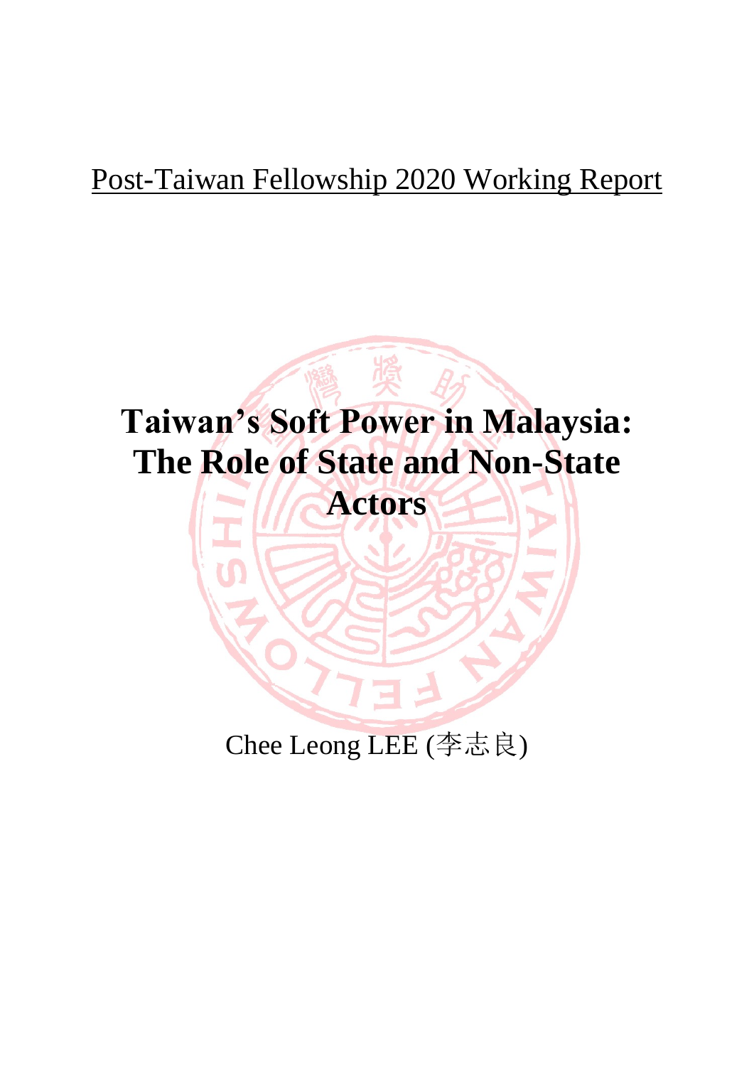Post-Taiwan Fellowship 2020 Working Report

# Taiwan's Soft Power in Malaysia: The Role of State and Non-State Actors

Chee Leong LEE (李志良)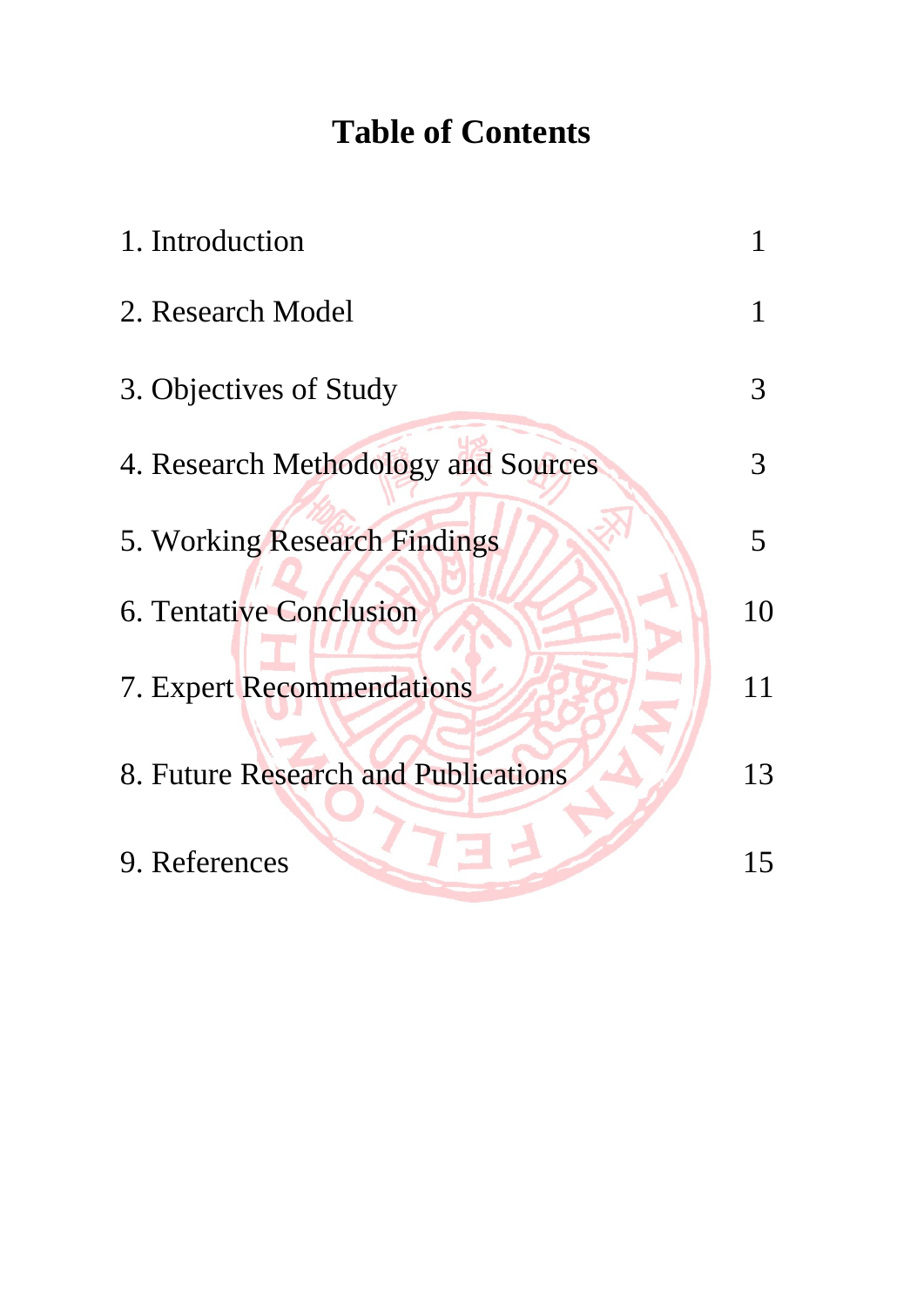# Table of Contents

| | |
|---|---|
| 1. Introduction | 1 |
| 2. Research Model | 1 |
| 3. Objectives of Study | 3 |
| 4. Research Methodology and Sources | 3 |
| 5. Working Research Findings | 5 |
| 6. Tentative Conclusion | 10 |
| 7. Expert Recommendations | 11 |
| 8. Future Research and Publications | 13 |
| 9. References | 15 |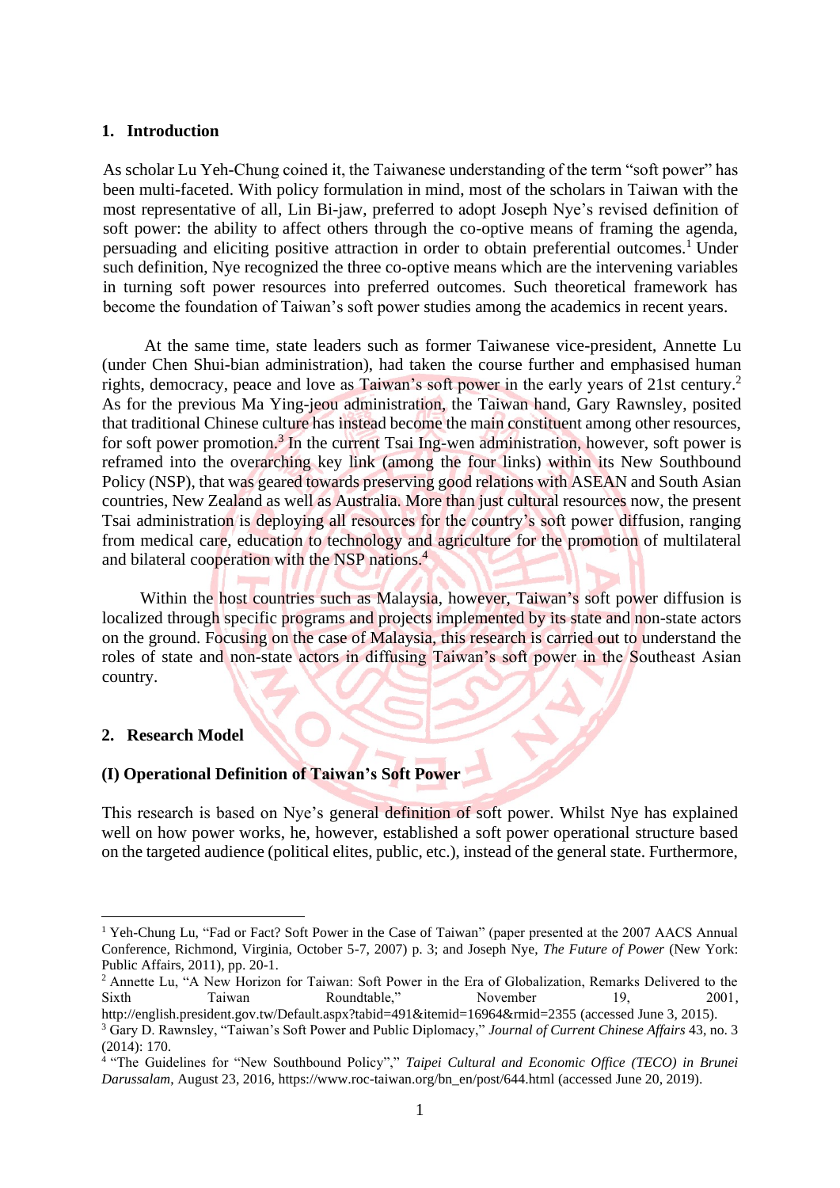## 1. Introduction

As scholar Lu Yeh-Chung coined it, the Taiwanese understanding of the term "soft power" has been multi-faceted. With policy formulation in mind, most of the scholars in Taiwan with the most representative of all, Lin Bi-jaw, preferred to adopt Joseph Nye's revised definition of soft power: the ability to affect others through the co-optive means of framing the agenda, persuading and eliciting positive attraction in order to obtain preferential outcomes.[1] Under such definition, Nye recognized the three co-optive means which are the intervening variables in turning soft power resources into preferred outcomes. Such theoretical framework has become the foundation of Taiwan's soft power studies among the academics in recent years.

At the same time, state leaders such as former Taiwanese vice-president, Annette Lu (under Chen Shui-bian administration), had taken the course further and emphasised human rights, democracy, peace and love as Taiwan's soft power in the early years of 21st century.[2] As for the previous Ma Ying-jeou administration, the Taiwan hand, Gary Rawnsley, posited that traditional Chinese culture has instead become the main constituent among other resources, for soft power promotion.[3] In the current Tsai Ing-wen administration, however, soft power is reframed into the overarching key link (among the four links) within its New Southbound Policy (NSP), that was geared towards preserving good relations with ASEAN and South Asian countries, New Zealand as well as Australia. More than just cultural resources now, the present Tsai administration is deploying all resources for the country's soft power diffusion, ranging from medical care, education to technology and agriculture for the promotion of multilateral and bilateral cooperation with the NSP nations.[4]

Within the host countries such as Malaysia, however, Taiwan's soft power diffusion is localized through specific programs and projects implemented by its state and non-state actors on the ground. Focusing on the case of Malaysia, this research is carried out to understand the roles of state and non-state actors in diffusing Taiwan's soft power in the Southeast Asian country.

## 2. Research Model

### (I) Operational Definition of Taiwan's Soft Power

This research is based on Nye's general definition of soft power. Whilst Nye has explained well on how power works, he, however, established a soft power operational structure based on the targeted audience (political elites, public, etc.), instead of the general state. Furthermore,

---

[1] Yeh-Chung Lu, "Fad or Fact? Soft Power in the Case of Taiwan" (paper presented at the 2007 AACS Annual Conference, Richmond, Virginia, October 5-7, 2007) p. 3; and Joseph Nye, *The Future of Power* (New York: Public Affairs, 2011), pp. 20-1.

[2] Annette Lu, "A New Horizon for Taiwan: Soft Power in the Era of Globalization, Remarks Delivered to the Sixth Taiwan Roundtable," November 19, 2001, http://english.president.gov.tw/Default.aspx?tabid=491&itemid=16964&rmid=2355 (accessed June 3, 2015).

[3] Gary D. Rawnsley, "Taiwan's Soft Power and Public Diplomacy," *Journal of Current Chinese Affairs* 43, no. 3 (2014): 170.

[4] "The Guidelines for "New Southbound Policy"," *Taipei Cultural and Economic Office (TECO) in Brunei Darussalam*, August 23, 2016, https://www.roc-taiwan.org/bn_en/post/644.html (accessed June 20, 2019).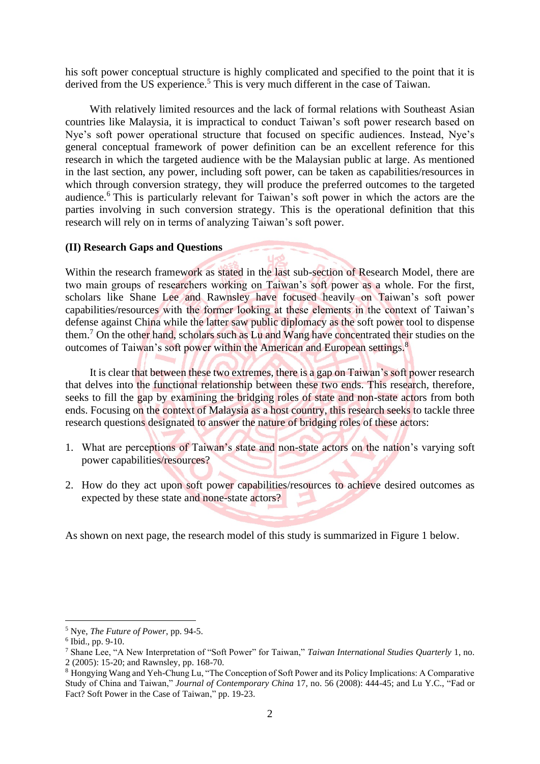his soft power conceptual structure is highly complicated and specified to the point that it is derived from the US experience.[5] This is very much different in the case of Taiwan.

With relatively limited resources and the lack of formal relations with Southeast Asian countries like Malaysia, it is impractical to conduct Taiwan's soft power research based on Nye's soft power operational structure that focused on specific audiences. Instead, Nye's general conceptual framework of power definition can be an excellent reference for this research in which the targeted audience with be the Malaysian public at large. As mentioned in the last section, any power, including soft power, can be taken as capabilities/resources in which through conversion strategy, they will produce the preferred outcomes to the targeted audience.[6] This is particularly relevant for Taiwan's soft power in which the actors are the parties involving in such conversion strategy. This is the operational definition that this research will rely on in terms of analyzing Taiwan's soft power.

**(II) Research Gaps and Questions**

Within the research framework as stated in the last sub-section of Research Model, there are two main groups of researchers working on Taiwan's soft power as a whole. For the first, scholars like Shane Lee and Rawnsley have focused heavily on Taiwan's soft power capabilities/resources with the former looking at these elements in the context of Taiwan's defense against China while the latter saw public diplomacy as the soft power tool to dispense them.[7] On the other hand, scholars such as Lu and Wang have concentrated their studies on the outcomes of Taiwan's soft power within the American and European settings.[8]

It is clear that between these two extremes, there is a gap on Taiwan's soft power research that delves into the functional relationship between these two ends. This research, therefore, seeks to fill the gap by examining the bridging roles of state and non-state actors from both ends. Focusing on the context of Malaysia as a host country, this research seeks to tackle three research questions designated to answer the nature of bridging roles of these actors:

1. What are perceptions of Taiwan's state and non-state actors on the nation's varying soft power capabilities/resources?
2. How do they act upon soft power capabilities/resources to achieve desired outcomes as expected by these state and none-state actors?

As shown on next page, the research model of this study is summarized in Figure 1 below.

---

[5] Nye, *The Future of Power*, pp. 94-5.

[6] Ibid., pp. 9-10.

[7] Shane Lee, "A New Interpretation of "Soft Power" for Taiwan," *Taiwan International Studies Quarterly* 1, no. 2 (2005): 15-20; and Rawnsley, pp. 168-70.

[8] Hongying Wang and Yeh-Chung Lu, "The Conception of Soft Power and its Policy Implications: A Comparative Study of China and Taiwan," *Journal of Contemporary China* 17, no. 56 (2008): 444-45; and Lu Y.C., "Fad or Fact? Soft Power in the Case of Taiwan," pp. 19-23.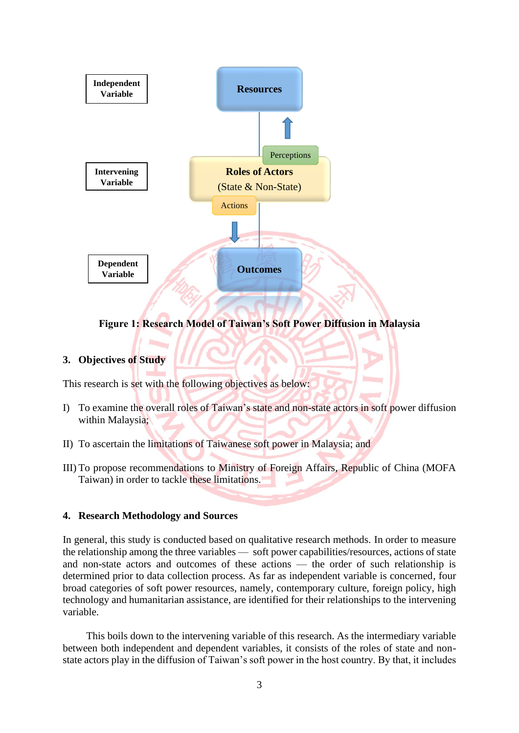Independent Variable

Resources

Perceptions

Intervening Variable

Roles of Actors
(State & Non-State)

Actions

Dependent Variable

Outcomes

**Figure 1: Research Model of Taiwan's Soft Power Diffusion in Malaysia**

## 3. Objectives of Study

This research is set with the following objectives as below:

I) To examine the overall roles of Taiwan's state and non-state actors in soft power diffusion within Malaysia;

II) To ascertain the limitations of Taiwanese soft power in Malaysia; and

III) To propose recommendations to Ministry of Foreign Affairs, Republic of China (MOFA Taiwan) in order to tackle these limitations.

## 4. Research Methodology and Sources

In general, this study is conducted based on qualitative research methods. In order to measure the relationship among the three variables — soft power capabilities/resources, actions of state and non-state actors and outcomes of these actions — the order of such relationship is determined prior to data collection process. As far as independent variable is concerned, four broad categories of soft power resources, namely, contemporary culture, foreign policy, high technology and humanitarian assistance, are identified for their relationships to the intervening variable.

This boils down to the intervening variable of this research. As the intermediary variable between both independent and dependent variables, it consists of the roles of state and non-state actors play in the diffusion of Taiwan's soft power in the host country. By that, it includes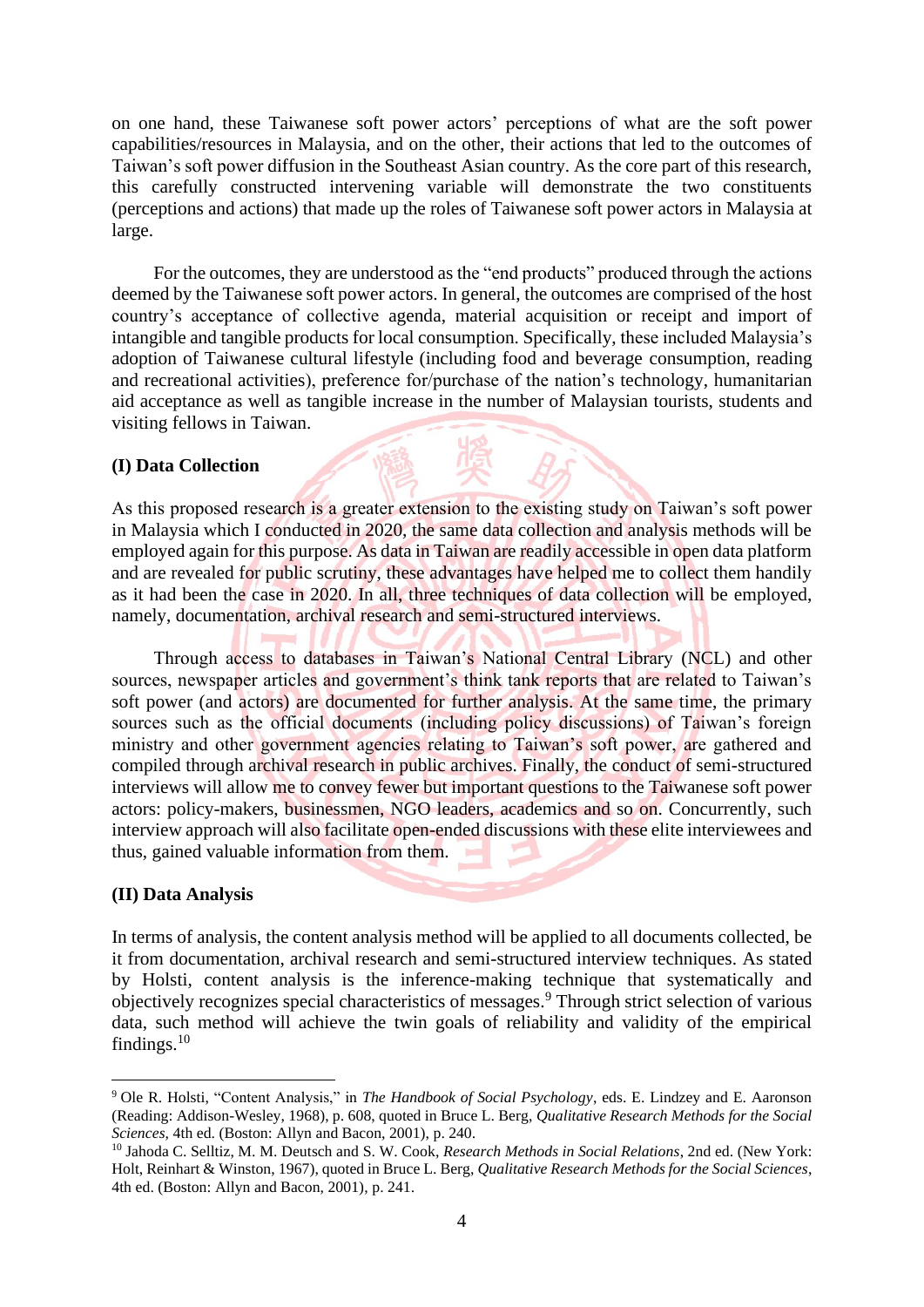on one hand, these Taiwanese soft power actors' perceptions of what are the soft power capabilities/resources in Malaysia, and on the other, their actions that led to the outcomes of Taiwan's soft power diffusion in the Southeast Asian country. As the core part of this research, this carefully constructed intervening variable will demonstrate the two constituents (perceptions and actions) that made up the roles of Taiwanese soft power actors in Malaysia at large.

For the outcomes, they are understood as the "end products" produced through the actions deemed by the Taiwanese soft power actors. In general, the outcomes are comprised of the host country's acceptance of collective agenda, material acquisition or receipt and import of intangible and tangible products for local consumption. Specifically, these included Malaysia's adoption of Taiwanese cultural lifestyle (including food and beverage consumption, reading and recreational activities), preference for/purchase of the nation's technology, humanitarian aid acceptance as well as tangible increase in the number of Malaysian tourists, students and visiting fellows in Taiwan.

**(I) Data Collection**

As this proposed research is a greater extension to the existing study on Taiwan's soft power in Malaysia which I conducted in 2020, the same data collection and analysis methods will be employed again for this purpose. As data in Taiwan are readily accessible in open data platform and are revealed for public scrutiny, these advantages have helped me to collect them handily as it had been the case in 2020. In all, three techniques of data collection will be employed, namely, documentation, archival research and semi-structured interviews.

Through access to databases in Taiwan's National Central Library (NCL) and other sources, newspaper articles and government's think tank reports that are related to Taiwan's soft power (and actors) are documented for further analysis. At the same time, the primary sources such as the official documents (including policy discussions) of Taiwan's foreign ministry and other government agencies relating to Taiwan's soft power, are gathered and compiled through archival research in public archives. Finally, the conduct of semi-structured interviews will allow me to convey fewer but important questions to the Taiwanese soft power actors: policy-makers, businessmen, NGO leaders, academics and so on. Concurrently, such interview approach will also facilitate open-ended discussions with these elite interviewees and thus, gained valuable information from them.

**(II) Data Analysis**

In terms of analysis, the content analysis method will be applied to all documents collected, be it from documentation, archival research and semi-structured interview techniques. As stated by Holsti, content analysis is the inference-making technique that systematically and objectively recognizes special characteristics of messages.[9] Through strict selection of various data, such method will achieve the twin goals of reliability and validity of the empirical findings.[10]

---

[9] Ole R. Holsti, "Content Analysis," in *The Handbook of Social Psychology*, eds. E. Lindzey and E. Aaronson (Reading: Addison-Wesley, 1968), p. 608, quoted in Bruce L. Berg, *Qualitative Research Methods for the Social Sciences*, 4th ed. (Boston: Allyn and Bacon, 2001), p. 240.

[10] Jahoda C. Selltiz, M. M. Deutsch and S. W. Cook, *Research Methods in Social Relations*, 2nd ed. (New York: Holt, Reinhart & Winston, 1967), quoted in Bruce L. Berg, *Qualitative Research Methods for the Social Sciences*, 4th ed. (Boston: Allyn and Bacon, 2001), p. 241.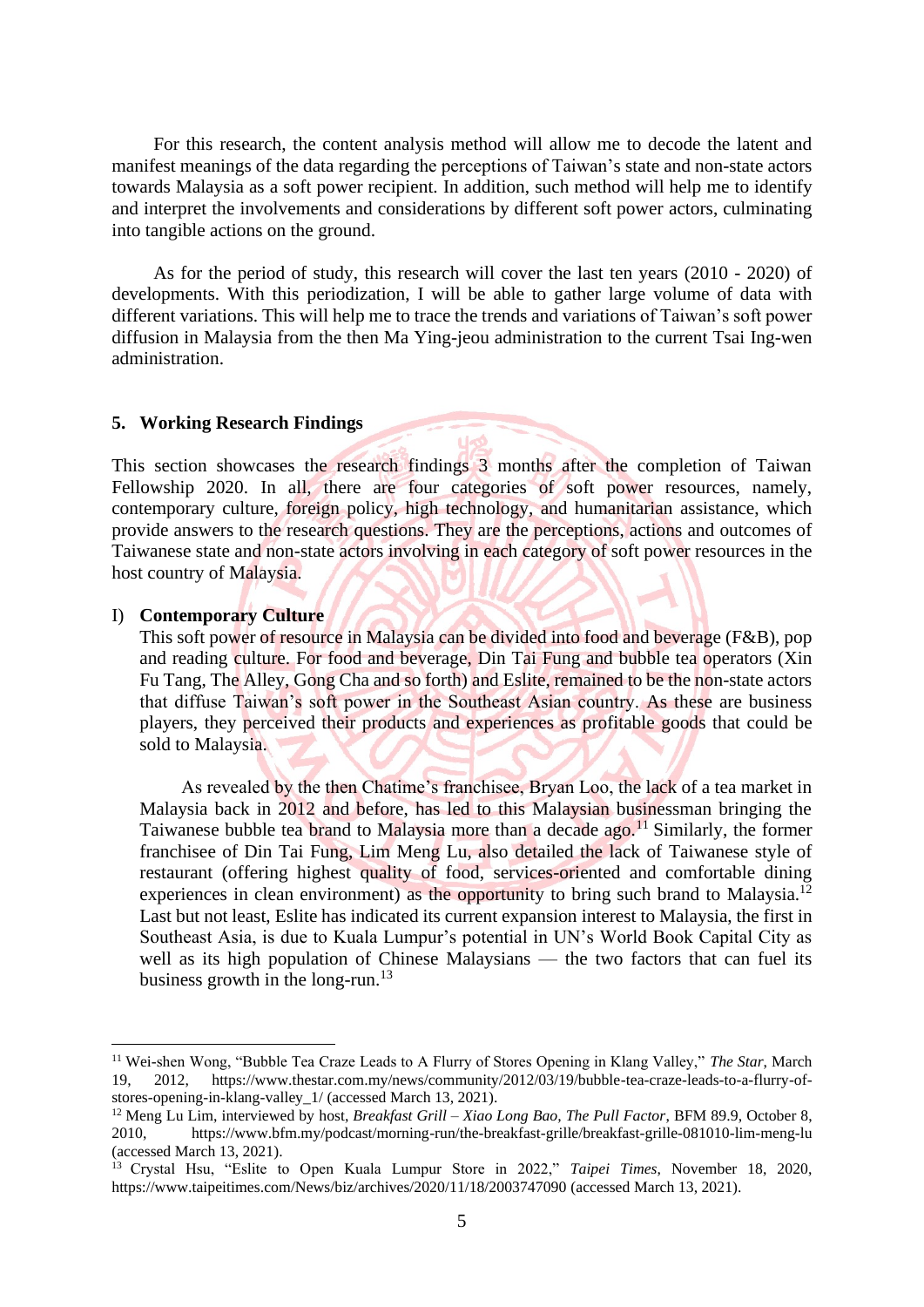For this research, the content analysis method will allow me to decode the latent and manifest meanings of the data regarding the perceptions of Taiwan's state and non-state actors towards Malaysia as a soft power recipient. In addition, such method will help me to identify and interpret the involvements and considerations by different soft power actors, culminating into tangible actions on the ground.

As for the period of study, this research will cover the last ten years (2010 - 2020) of developments. With this periodization, I will be able to gather large volume of data with different variations. This will help me to trace the trends and variations of Taiwan's soft power diffusion in Malaysia from the then Ma Ying-jeou administration to the current Tsai Ing-wen administration.

## 5. Working Research Findings

This section showcases the research findings 3 months after the completion of Taiwan Fellowship 2020. In all, there are four categories of soft power resources, namely, contemporary culture, foreign policy, high technology, and humanitarian assistance, which provide answers to the research questions. They are the perceptions, actions and outcomes of Taiwanese state and non-state actors involving in each category of soft power resources in the host country of Malaysia.

### I) Contemporary Culture

This soft power of resource in Malaysia can be divided into food and beverage (F&B), pop and reading culture. For food and beverage, Din Tai Fung and bubble tea operators (Xin Fu Tang, The Alley, Gong Cha and so forth) and Eslite, remained to be the non-state actors that diffuse Taiwan's soft power in the Southeast Asian country. As these are business players, they perceived their products and experiences as profitable goods that could be sold to Malaysia.

As revealed by the then Chatime's franchisee, Bryan Loo, the lack of a tea market in Malaysia back in 2012 and before, has led to this Malaysian businessman bringing the Taiwanese bubble tea brand to Malaysia more than a decade ago.[11] Similarly, the former franchisee of Din Tai Fung, Lim Meng Lu, also detailed the lack of Taiwanese style of restaurant (offering highest quality of food, services-oriented and comfortable dining experiences in clean environment) as the opportunity to bring such brand to Malaysia.[12] Last but not least, Eslite has indicated its current expansion interest to Malaysia, the first in Southeast Asia, is due to Kuala Lumpur's potential in UN's World Book Capital City as well as its high population of Chinese Malaysians — the two factors that can fuel its business growth in the long-run.[13]

---

[11] Wei-shen Wong, "Bubble Tea Craze Leads to A Flurry of Stores Opening in Klang Valley," *The Star*, March 19, 2012, https://www.thestar.com.my/news/community/2012/03/19/bubble-tea-craze-leads-to-a-flurry-of-stores-opening-in-klang-valley_1/ (accessed March 13, 2021).

[12] Meng Lu Lim, interviewed by host, *Breakfast Grill – Xiao Long Bao, The Pull Factor*, BFM 89.9, October 8, 2010, https://www.bfm.my/podcast/morning-run/the-breakfast-grille/breakfast-grille-081010-lim-meng-lu (accessed March 13, 2021).

[13] Crystal Hsu, "Eslite to Open Kuala Lumpur Store in 2022," *Taipei Times*, November 18, 2020, https://www.taipeitimes.com/News/biz/archives/2020/11/18/2003747090 (accessed March 13, 2021).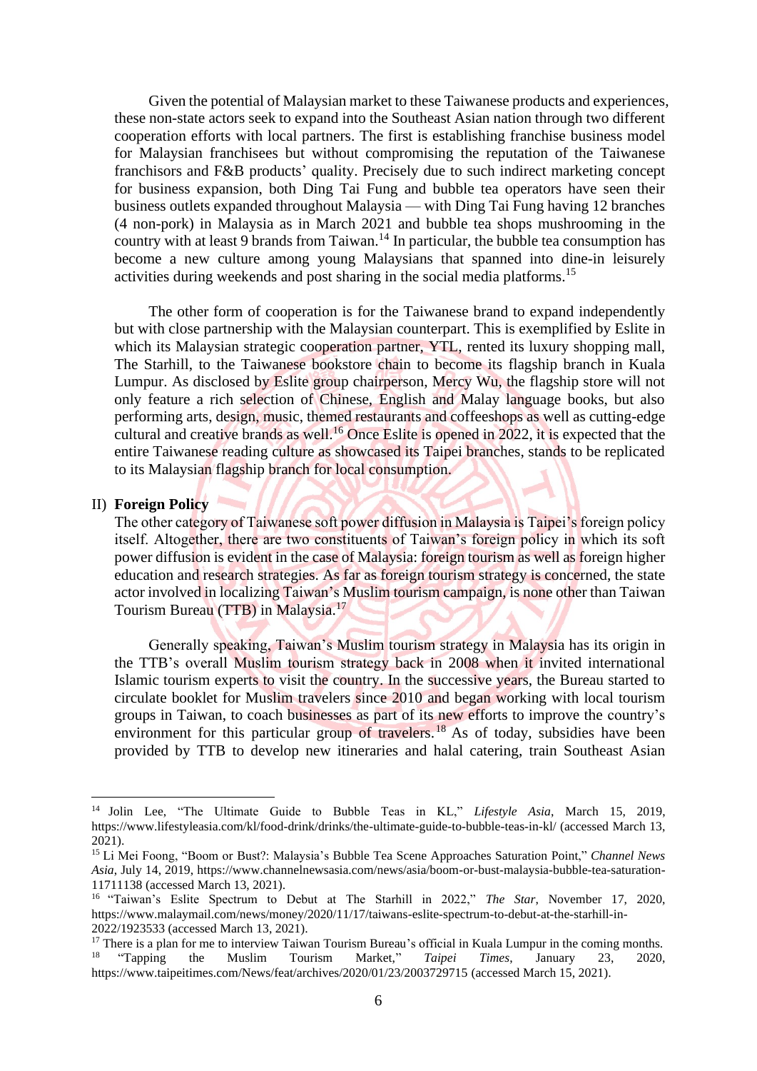Given the potential of Malaysian market to these Taiwanese products and experiences, these non-state actors seek to expand into the Southeast Asian nation through two different cooperation efforts with local partners. The first is establishing franchise business model for Malaysian franchisees but without compromising the reputation of the Taiwanese franchisors and F&B products' quality. Precisely due to such indirect marketing concept for business expansion, both Ding Tai Fung and bubble tea operators have seen their business outlets expanded throughout Malaysia — with Ding Tai Fung having 12 branches (4 non-pork) in Malaysia as in March 2021 and bubble tea shops mushrooming in the country with at least 9 brands from Taiwan.[14] In particular, the bubble tea consumption has become a new culture among young Malaysians that spanned into dine-in leisurely activities during weekends and post sharing in the social media platforms.[15]

The other form of cooperation is for the Taiwanese brand to expand independently but with close partnership with the Malaysian counterpart. This is exemplified by Eslite in which its Malaysian strategic cooperation partner, YTL, rented its luxury shopping mall, The Starhill, to the Taiwanese bookstore chain to become its flagship branch in Kuala Lumpur. As disclosed by Eslite group chairperson, Mercy Wu, the flagship store will not only feature a rich selection of Chinese, English and Malay language books, but also performing arts, design, music, themed restaurants and coffeeshops as well as cutting-edge cultural and creative brands as well.[16] Once Eslite is opened in 2022, it is expected that the entire Taiwanese reading culture as showcased its Taipei branches, stands to be replicated to its Malaysian flagship branch for local consumption.

II) **Foreign Policy**

The other category of Taiwanese soft power diffusion in Malaysia is Taipei's foreign policy itself. Altogether, there are two constituents of Taiwan's foreign policy in which its soft power diffusion is evident in the case of Malaysia: foreign tourism as well as foreign higher education and research strategies. As far as foreign tourism strategy is concerned, the state actor involved in localizing Taiwan's Muslim tourism campaign, is none other than Taiwan Tourism Bureau (TTB) in Malaysia.[17]

Generally speaking, Taiwan's Muslim tourism strategy in Malaysia has its origin in the TTB's overall Muslim tourism strategy back in 2008 when it invited international Islamic tourism experts to visit the country. In the successive years, the Bureau started to circulate booklet for Muslim travelers since 2010 and began working with local tourism groups in Taiwan, to coach businesses as part of its new efforts to improve the country's environment for this particular group of travelers.[18] As of today, subsidies have been provided by TTB to develop new itineraries and halal catering, train Southeast Asian

---

[14] Jolin Lee, "The Ultimate Guide to Bubble Teas in KL," *Lifestyle Asia*, March 15, 2019, https://www.lifestyleasia.com/kl/food-drink/drinks/the-ultimate-guide-to-bubble-teas-in-kl/ (accessed March 13, 2021).

[15] Li Mei Foong, "Boom or Bust?: Malaysia's Bubble Tea Scene Approaches Saturation Point," *Channel News Asia*, July 14, 2019, https://www.channelnewsasia.com/news/asia/boom-or-bust-malaysia-bubble-tea-saturation-11711138 (accessed March 13, 2021).

[16] "Taiwan's Eslite Spectrum to Debut at The Starhill in 2022," *The Star*, November 17, 2020, https://www.malaymail.com/news/money/2020/11/17/taiwans-eslite-spectrum-to-debut-at-the-starhill-in-2022/1923533 (accessed March 13, 2021).

[17] There is a plan for me to interview Taiwan Tourism Bureau's official in Kuala Lumpur in the coming months.

[18] "Tapping the Muslim Tourism Market," *Taipei Times*, January 23, 2020, https://www.taipeitimes.com/News/feat/archives/2020/01/23/2003729715 (accessed March 15, 2021).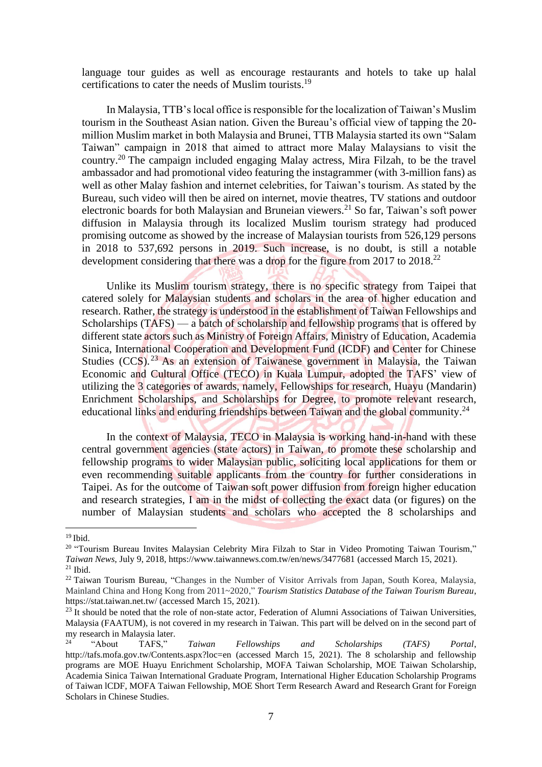language tour guides as well as encourage restaurants and hotels to take up halal certifications to cater the needs of Muslim tourists.[19]

In Malaysia, TTB's local office is responsible for the localization of Taiwan's Muslim tourism in the Southeast Asian nation. Given the Bureau's official view of tapping the 20-million Muslim market in both Malaysia and Brunei, TTB Malaysia started its own "Salam Taiwan" campaign in 2018 that aimed to attract more Malay Malaysians to visit the country.[20] The campaign included engaging Malay actress, Mira Filzah, to be the travel ambassador and had promotional video featuring the instagrammer (with 3-million fans) as well as other Malay fashion and internet celebrities, for Taiwan's tourism. As stated by the Bureau, such video will then be aired on internet, movie theatres, TV stations and outdoor electronic boards for both Malaysian and Bruneian viewers.[21] So far, Taiwan's soft power diffusion in Malaysia through its localized Muslim tourism strategy had produced promising outcome as showed by the increase of Malaysian tourists from 526,129 persons in 2018 to 537,692 persons in 2019. Such increase, is no doubt, is still a notable development considering that there was a drop for the figure from 2017 to 2018.[22]

Unlike its Muslim tourism strategy, there is no specific strategy from Taipei that catered solely for Malaysian students and scholars in the area of higher education and research. Rather, the strategy is understood in the establishment of Taiwan Fellowships and Scholarships (TAFS) — a batch of scholarship and fellowship programs that is offered by different state actors such as Ministry of Foreign Affairs, Ministry of Education, Academia Sinica, International Cooperation and Development Fund (ICDF) and Center for Chinese Studies (CCS).[23] As an extension of Taiwanese government in Malaysia, the Taiwan Economic and Cultural Office (TECO) in Kuala Lumpur, adopted the TAFS' view of utilizing the 3 categories of awards, namely, Fellowships for research, Huayu (Mandarin) Enrichment Scholarships, and Scholarships for Degree, to promote relevant research, educational links and enduring friendships between Taiwan and the global community.[24]

In the context of Malaysia, TECO in Malaysia is working hand-in-hand with these central government agencies (state actors) in Taiwan, to promote these scholarship and fellowship programs to wider Malaysian public, soliciting local applications for them or even recommending suitable applicants from the country for further considerations in Taipei. As for the outcome of Taiwan soft power diffusion from foreign higher education and research strategies, I am in the midst of collecting the exact data (or figures) on the number of Malaysian students and scholars who accepted the 8 scholarships and

---

[19] Ibid.

[20] "Tourism Bureau Invites Malaysian Celebrity Mira Filzah to Star in Video Promoting Taiwan Tourism," *Taiwan News*, July 9, 2018, https://www.taiwannews.com.tw/en/news/3477681 (accessed March 15, 2021).

[21] Ibid.

[22] Taiwan Tourism Bureau, "Changes in the Number of Visitor Arrivals from Japan, South Korea, Malaysia, Mainland China and Hong Kong from 2011~2020," *Tourism Statistics Database of the Taiwan Tourism Bureau*, https://stat.taiwan.net.tw/ (accessed March 15, 2021).

[23] It should be noted that the role of non-state actor, Federation of Alumni Associations of Taiwan Universities, Malaysia (FAATUM), is not covered in my research in Taiwan. This part will be delved on in the second part of my research in Malaysia later.

[24] "About TAFS," *Taiwan Fellowships and Scholarships (TAFS) Portal*, http://tafs.mofa.gov.tw/Contents.aspx?loc=en (accessed March 15, 2021). The 8 scholarship and fellowship programs are MOE Huayu Enrichment Scholarship, MOFA Taiwan Scholarship, MOE Taiwan Scholarship, Academia Sinica Taiwan International Graduate Program, International Higher Education Scholarship Programs of Taiwan lCDF, MOFA Taiwan Fellowship, MOE Short Term Research Award and Research Grant for Foreign Scholars in Chinese Studies.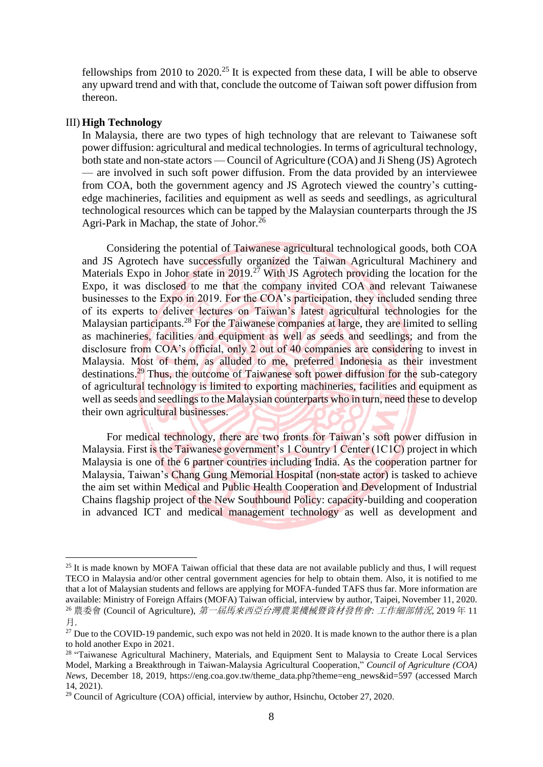fellowships from 2010 to 2020.[25] It is expected from these data, I will be able to observe any upward trend and with that, conclude the outcome of Taiwan soft power diffusion from thereon.

III) **High Technology**

In Malaysia, there are two types of high technology that are relevant to Taiwanese soft power diffusion: agricultural and medical technologies. In terms of agricultural technology, both state and non-state actors — Council of Agriculture (COA) and Ji Sheng (JS) Agrotech — are involved in such soft power diffusion. From the data provided by an interviewee from COA, both the government agency and JS Agrotech viewed the country's cutting-edge machineries, facilities and equipment as well as seeds and seedlings, as agricultural technological resources which can be tapped by the Malaysian counterparts through the JS Agri-Park in Machap, the state of Johor.[26]

Considering the potential of Taiwanese agricultural technological goods, both COA and JS Agrotech have successfully organized the Taiwan Agricultural Machinery and Materials Expo in Johor state in 2019.[27] With JS Agrotech providing the location for the Expo, it was disclosed to me that the company invited COA and relevant Taiwanese businesses to the Expo in 2019. For the COA's participation, they included sending three of its experts to deliver lectures on Taiwan's latest agricultural technologies for the Malaysian participants.[28] For the Taiwanese companies at large, they are limited to selling as machineries, facilities and equipment as well as seeds and seedlings; and from the disclosure from COA's official, only 2 out of 40 companies are considering to invest in Malaysia. Most of them, as alluded to me, preferred Indonesia as their investment destinations.[29] Thus, the outcome of Taiwanese soft power diffusion for the sub-category of agricultural technology is limited to exporting machineries, facilities and equipment as well as seeds and seedlings to the Malaysian counterparts who in turn, need these to develop their own agricultural businesses.

For medical technology, there are two fronts for Taiwan's soft power diffusion in Malaysia. First is the Taiwanese government's 1 Country 1 Center (1C1C) project in which Malaysia is one of the 6 partner countries including India. As the cooperation partner for Malaysia, Taiwan's Chang Gung Memorial Hospital (non-state actor) is tasked to achieve the aim set within Medical and Public Health Cooperation and Development of Industrial Chains flagship project of the New Southbound Policy: capacity-building and cooperation in advanced ICT and medical management technology as well as development and

---

[25] It is made known by MOFA Taiwan official that these data are not available publicly and thus, I will request TECO in Malaysia and/or other central government agencies for help to obtain them. Also, it is notified to me that a lot of Malaysian students and fellows are applying for MOFA-funded TAFS thus far. More information are available: Ministry of Foreign Affairs (MOFA) Taiwan official, interview by author, Taipei, November 11, 2020.

[26] 農委會 (Council of Agriculture), *第一屆馬來西亞台灣農業機械暨資材發售會: 工作細部情況*, 2019 年 11 月.

[27] Due to the COVID-19 pandemic, such expo was not held in 2020. It is made known to the author there is a plan to hold another Expo in 2021.

[28] "Taiwanese Agricultural Machinery, Materials, and Equipment Sent to Malaysia to Create Local Services Model, Marking a Breakthrough in Taiwan-Malaysia Agricultural Cooperation," *Council of Agriculture (COA) News*, December 18, 2019, https://eng.coa.gov.tw/theme_data.php?theme=eng_news&id=597 (accessed March 14, 2021).

[29] Council of Agriculture (COA) official, interview by author, Hsinchu, October 27, 2020.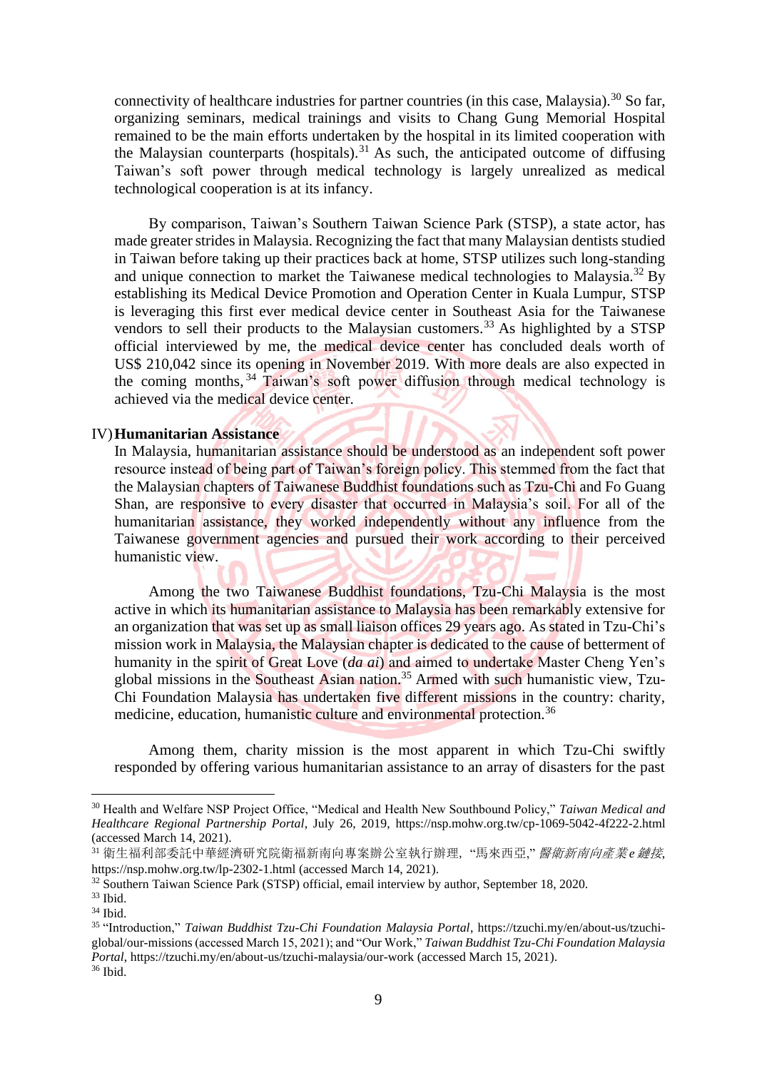connectivity of healthcare industries for partner countries (in this case, Malaysia).[30] So far, organizing seminars, medical trainings and visits to Chang Gung Memorial Hospital remained to be the main efforts undertaken by the hospital in its limited cooperation with the Malaysian counterparts (hospitals).[31] As such, the anticipated outcome of diffusing Taiwan's soft power through medical technology is largely unrealized as medical technological cooperation is at its infancy.

By comparison, Taiwan's Southern Taiwan Science Park (STSP), a state actor, has made greater strides in Malaysia. Recognizing the fact that many Malaysian dentists studied in Taiwan before taking up their practices back at home, STSP utilizes such long-standing and unique connection to market the Taiwanese medical technologies to Malaysia.[32] By establishing its Medical Device Promotion and Operation Center in Kuala Lumpur, STSP is leveraging this first ever medical device center in Southeast Asia for the Taiwanese vendors to sell their products to the Malaysian customers.[33] As highlighted by a STSP official interviewed by me, the medical device center has concluded deals worth of US$ 210,042 since its opening in November 2019. With more deals are also expected in the coming months,[34] Taiwan's soft power diffusion through medical technology is achieved via the medical device center.

### IV) Humanitarian Assistance

In Malaysia, humanitarian assistance should be understood as an independent soft power resource instead of being part of Taiwan's foreign policy. This stemmed from the fact that the Malaysian chapters of Taiwanese Buddhist foundations such as Tzu-Chi and Fo Guang Shan, are responsive to every disaster that occurred in Malaysia's soil. For all of the humanitarian assistance, they worked independently without any influence from the Taiwanese government agencies and pursued their work according to their perceived humanistic view.

Among the two Taiwanese Buddhist foundations, Tzu-Chi Malaysia is the most active in which its humanitarian assistance to Malaysia has been remarkably extensive for an organization that was set up as small liaison offices 29 years ago. As stated in Tzu-Chi's mission work in Malaysia, the Malaysian chapter is dedicated to the cause of betterment of humanity in the spirit of Great Love (*da ai*) and aimed to undertake Master Cheng Yen's global missions in the Southeast Asian nation.[35] Armed with such humanistic view, Tzu-Chi Foundation Malaysia has undertaken five different missions in the country: charity, medicine, education, humanistic culture and environmental protection.[36]

Among them, charity mission is the most apparent in which Tzu-Chi swiftly responded by offering various humanitarian assistance to an array of disasters for the past

---

[30] Health and Welfare NSP Project Office, "Medical and Health New Southbound Policy," *Taiwan Medical and Healthcare Regional Partnership Portal*, July 26, 2019, https://nsp.mohw.org.tw/cp-1069-5042-4f222-2.html (accessed March 14, 2021).

[31] 衛生福利部委託中華經濟研究院衛福新南向專案辦公室執行辦理, "馬來西亞," *醫衛新南向產業e鏈接*, https://nsp.mohw.org.tw/lp-2302-1.html (accessed March 14, 2021).

[32] Southern Taiwan Science Park (STSP) official, email interview by author, September 18, 2020.

[33] Ibid.

[34] Ibid.

[35] "Introduction," *Taiwan Buddhist Tzu-Chi Foundation Malaysia Portal*, https://tzuchi.my/en/about-us/tzuchi-global/our-missions (accessed March 15, 2021); and "Our Work," *Taiwan Buddhist Tzu-Chi Foundation Malaysia Portal*, https://tzuchi.my/en/about-us/tzuchi-malaysia/our-work (accessed March 15, 2021).

[36] Ibid.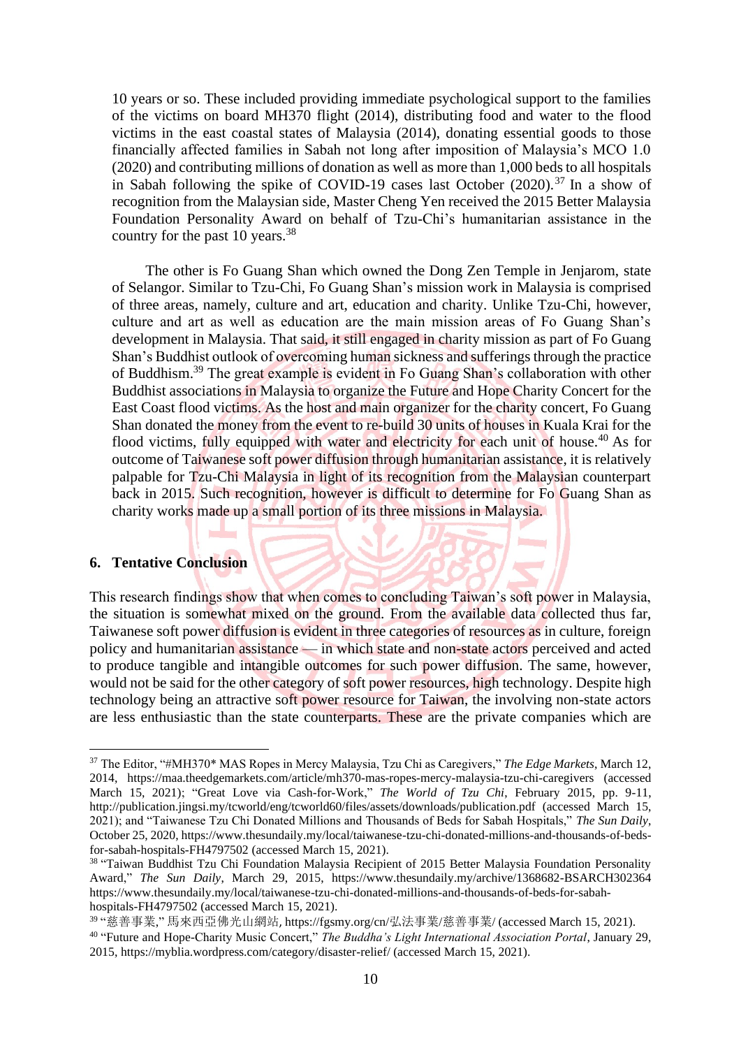10 years or so. These included providing immediate psychological support to the families of the victims on board MH370 flight (2014), distributing food and water to the flood victims in the east coastal states of Malaysia (2014), donating essential goods to those financially affected families in Sabah not long after imposition of Malaysia's MCO 1.0 (2020) and contributing millions of donation as well as more than 1,000 beds to all hospitals in Sabah following the spike of COVID-19 cases last October (2020).[37] In a show of recognition from the Malaysian side, Master Cheng Yen received the 2015 Better Malaysia Foundation Personality Award on behalf of Tzu-Chi's humanitarian assistance in the country for the past 10 years.[38]

The other is Fo Guang Shan which owned the Dong Zen Temple in Jenjarom, state of Selangor. Similar to Tzu-Chi, Fo Guang Shan's mission work in Malaysia is comprised of three areas, namely, culture and art, education and charity. Unlike Tzu-Chi, however, culture and art as well as education are the main mission areas of Fo Guang Shan's development in Malaysia. That said, it still engaged in charity mission as part of Fo Guang Shan's Buddhist outlook of overcoming human sickness and sufferings through the practice of Buddhism.[39] The great example is evident in Fo Guang Shan's collaboration with other Buddhist associations in Malaysia to organize the Future and Hope Charity Concert for the East Coast flood victims. As the host and main organizer for the charity concert, Fo Guang Shan donated the money from the event to re-build 30 units of houses in Kuala Krai for the flood victims, fully equipped with water and electricity for each unit of house.[40] As for outcome of Taiwanese soft power diffusion through humanitarian assistance, it is relatively palpable for Tzu-Chi Malaysia in light of its recognition from the Malaysian counterpart back in 2015. Such recognition, however is difficult to determine for Fo Guang Shan as charity works made up a small portion of its three missions in Malaysia.

## 6. Tentative Conclusion

This research findings show that when comes to concluding Taiwan's soft power in Malaysia, the situation is somewhat mixed on the ground. From the available data collected thus far, Taiwanese soft power diffusion is evident in three categories of resources as in culture, foreign policy and humanitarian assistance — in which state and non-state actors perceived and acted to produce tangible and intangible outcomes for such power diffusion. The same, however, would not be said for the other category of soft power resources, high technology. Despite high technology being an attractive soft power resource for Taiwan, the involving non-state actors are less enthusiastic than the state counterparts. These are the private companies which are

---

[37] The Editor, "#MH370* MAS Ropes in Mercy Malaysia, Tzu Chi as Caregivers," *The Edge Markets*, March 12, 2014, https://maa.theedgemarkets.com/article/mh370-mas-ropes-mercy-malaysia-tzu-chi-caregivers (accessed March 15, 2021); "Great Love via Cash-for-Work," *The World of Tzu Chi*, February 2015, pp. 9-11, http://publication.jingsi.my/tcworld/eng/tcworld60/files/assets/downloads/publication.pdf (accessed March 15, 2021); and "Taiwanese Tzu Chi Donated Millions and Thousands of Beds for Sabah Hospitals," *The Sun Daily*, October 25, 2020, https://www.thesundaily.my/local/taiwanese-tzu-chi-donated-millions-and-thousands-of-beds-for-sabah-hospitals-FH4797502 (accessed March 15, 2021).

[38] "Taiwan Buddhist Tzu Chi Foundation Malaysia Recipient of 2015 Better Malaysia Foundation Personality Award," *The Sun Daily*, March 29, 2015, https://www.thesundaily.my/archive/1368682-BSARCH302364 https://www.thesundaily.my/local/taiwanese-tzu-chi-donated-millions-and-thousands-of-beds-for-sabah-hospitals-FH4797502 (accessed March 15, 2021).

[39] "慈善事業," 馬來西亞佛光山網站, https://fgsmy.org/cn/弘法事業/慈善事業/ (accessed March 15, 2021).

[40] "Future and Hope-Charity Music Concert," *The Buddha's Light International Association Portal*, January 29, 2015, https://myblia.wordpress.com/category/disaster-relief/ (accessed March 15, 2021).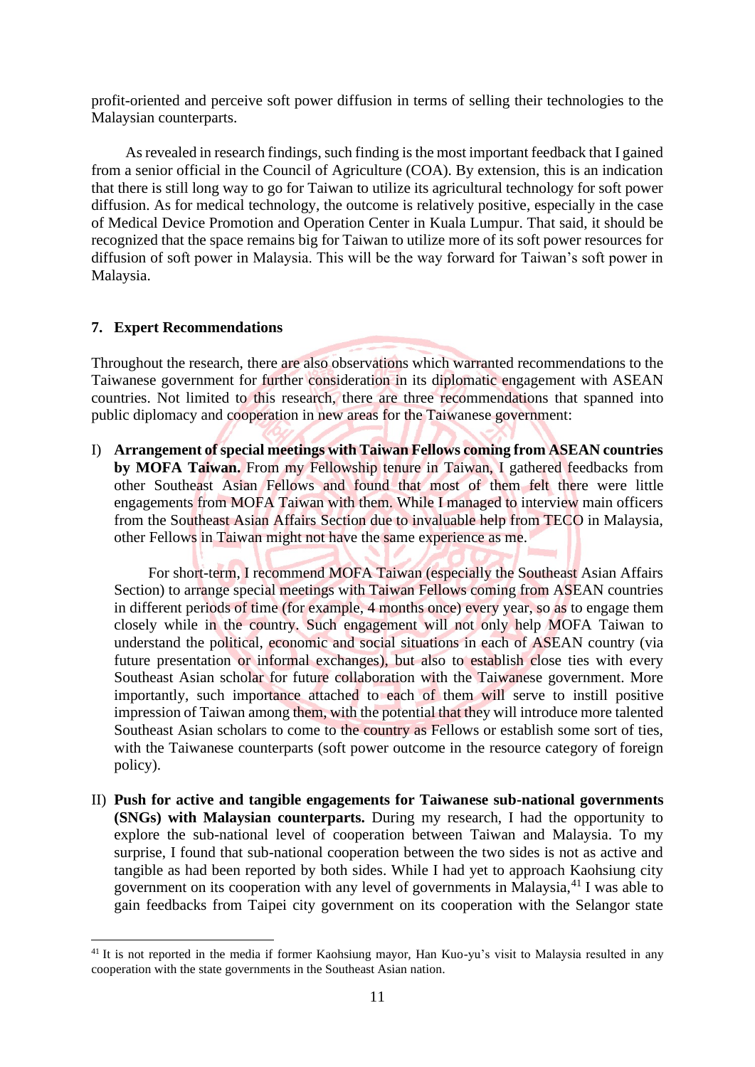profit-oriented and perceive soft power diffusion in terms of selling their technologies to the Malaysian counterparts.

As revealed in research findings, such finding is the most important feedback that I gained from a senior official in the Council of Agriculture (COA). By extension, this is an indication that there is still long way to go for Taiwan to utilize its agricultural technology for soft power diffusion. As for medical technology, the outcome is relatively positive, especially in the case of Medical Device Promotion and Operation Center in Kuala Lumpur. That said, it should be recognized that the space remains big for Taiwan to utilize more of its soft power resources for diffusion of soft power in Malaysia. This will be the way forward for Taiwan's soft power in Malaysia.

## 7. Expert Recommendations

Throughout the research, there are also observations which warranted recommendations to the Taiwanese government for further consideration in its diplomatic engagement with ASEAN countries. Not limited to this research, there are three recommendations that spanned into public diplomacy and cooperation in new areas for the Taiwanese government:

I) **Arrangement of special meetings with Taiwan Fellows coming from ASEAN countries by MOFA Taiwan.** From my Fellowship tenure in Taiwan, I gathered feedbacks from other Southeast Asian Fellows and found that most of them felt there were little engagements from MOFA Taiwan with them. While I managed to interview main officers from the Southeast Asian Affairs Section due to invaluable help from TECO in Malaysia, other Fellows in Taiwan might not have the same experience as me.

   For short-term, I recommend MOFA Taiwan (especially the Southeast Asian Affairs Section) to arrange special meetings with Taiwan Fellows coming from ASEAN countries in different periods of time (for example, 4 months once) every year, so as to engage them closely while in the country. Such engagement will not only help MOFA Taiwan to understand the political, economic and social situations in each of ASEAN country (via future presentation or informal exchanges), but also to establish close ties with every Southeast Asian scholar for future collaboration with the Taiwanese government. More importantly, such importance attached to each of them will serve to instill positive impression of Taiwan among them, with the potential that they will introduce more talented Southeast Asian scholars to come to the country as Fellows or establish some sort of ties, with the Taiwanese counterparts (soft power outcome in the resource category of foreign policy).

II) **Push for active and tangible engagements for Taiwanese sub-national governments (SNGs) with Malaysian counterparts.** During my research, I had the opportunity to explore the sub-national level of cooperation between Taiwan and Malaysia. To my surprise, I found that sub-national cooperation between the two sides is not as active and tangible as had been reported by both sides. While I had yet to approach Kaohsiung city government on its cooperation with any level of governments in Malaysia,[41] I was able to gain feedbacks from Taipei city government on its cooperation with the Selangor state

[41] It is not reported in the media if former Kaohsiung mayor, Han Kuo-yu's visit to Malaysia resulted in any cooperation with the state governments in the Southeast Asian nation.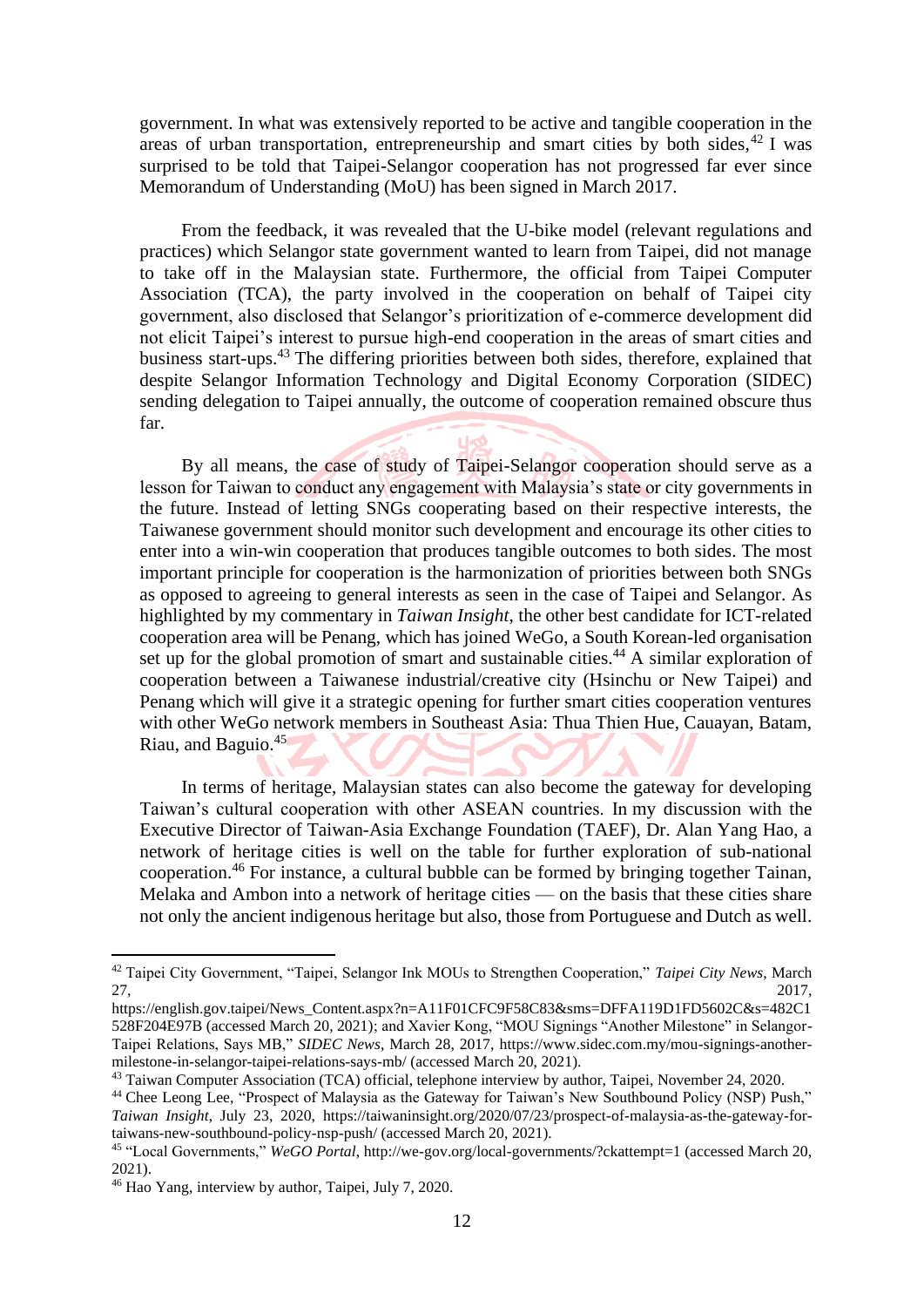government. In what was extensively reported to be active and tangible cooperation in the areas of urban transportation, entrepreneurship and smart cities by both sides,[42] I was surprised to be told that Taipei-Selangor cooperation has not progressed far ever since Memorandum of Understanding (MoU) has been signed in March 2017.

From the feedback, it was revealed that the U-bike model (relevant regulations and practices) which Selangor state government wanted to learn from Taipei, did not manage to take off in the Malaysian state. Furthermore, the official from Taipei Computer Association (TCA), the party involved in the cooperation on behalf of Taipei city government, also disclosed that Selangor's prioritization of e-commerce development did not elicit Taipei's interest to pursue high-end cooperation in the areas of smart cities and business start-ups.[43] The differing priorities between both sides, therefore, explained that despite Selangor Information Technology and Digital Economy Corporation (SIDEC) sending delegation to Taipei annually, the outcome of cooperation remained obscure thus far.

By all means, the case of study of Taipei-Selangor cooperation should serve as a lesson for Taiwan to conduct any engagement with Malaysia's state or city governments in the future. Instead of letting SNGs cooperating based on their respective interests, the Taiwanese government should monitor such development and encourage its other cities to enter into a win-win cooperation that produces tangible outcomes to both sides. The most important principle for cooperation is the harmonization of priorities between both SNGs as opposed to agreeing to general interests as seen in the case of Taipei and Selangor. As highlighted by my commentary in *Taiwan Insight*, the other best candidate for ICT-related cooperation area will be Penang, which has joined WeGo, a South Korean-led organisation set up for the global promotion of smart and sustainable cities.[44] A similar exploration of cooperation between a Taiwanese industrial/creative city (Hsinchu or New Taipei) and Penang which will give it a strategic opening for further smart cities cooperation ventures with other WeGo network members in Southeast Asia: Thua Thien Hue, Cauayan, Batam, Riau, and Baguio.[45]

In terms of heritage, Malaysian states can also become the gateway for developing Taiwan's cultural cooperation with other ASEAN countries. In my discussion with the Executive Director of Taiwan-Asia Exchange Foundation (TAEF), Dr. Alan Yang Hao, a network of heritage cities is well on the table for further exploration of sub-national cooperation.[46] For instance, a cultural bubble can be formed by bringing together Tainan, Melaka and Ambon into a network of heritage cities — on the basis that these cities share not only the ancient indigenous heritage but also, those from Portuguese and Dutch as well.

---

[42] Taipei City Government, "Taipei, Selangor Ink MOUs to Strengthen Cooperation," *Taipei City News*, March 27, 2017, https://english.gov.taipei/News_Content.aspx?n=A11F01CFC9F58C83&sms=DFFA119D1FD5602C&s=482C1528F204E97B (accessed March 20, 2021); and Xavier Kong, "MOU Signings "Another Milestone" in Selangor-Taipei Relations, Says MB," *SIDEC News*, March 28, 2017, https://www.sidec.com.my/mou-signings-another-milestone-in-selangor-taipei-relations-says-mb/ (accessed March 20, 2021).

[43] Taiwan Computer Association (TCA) official, telephone interview by author, Taipei, November 24, 2020.

[44] Chee Leong Lee, "Prospect of Malaysia as the Gateway for Taiwan's New Southbound Policy (NSP) Push," *Taiwan Insight*, July 23, 2020, https://taiwaninsight.org/2020/07/23/prospect-of-malaysia-as-the-gateway-for-taiwans-new-southbound-policy-nsp-push/ (accessed March 20, 2021).

[45] "Local Governments," *WeGO Portal*, http://we-gov.org/local-governments/?ckattempt=1 (accessed March 20, 2021).

[46] Hao Yang, interview by author, Taipei, July 7, 2020.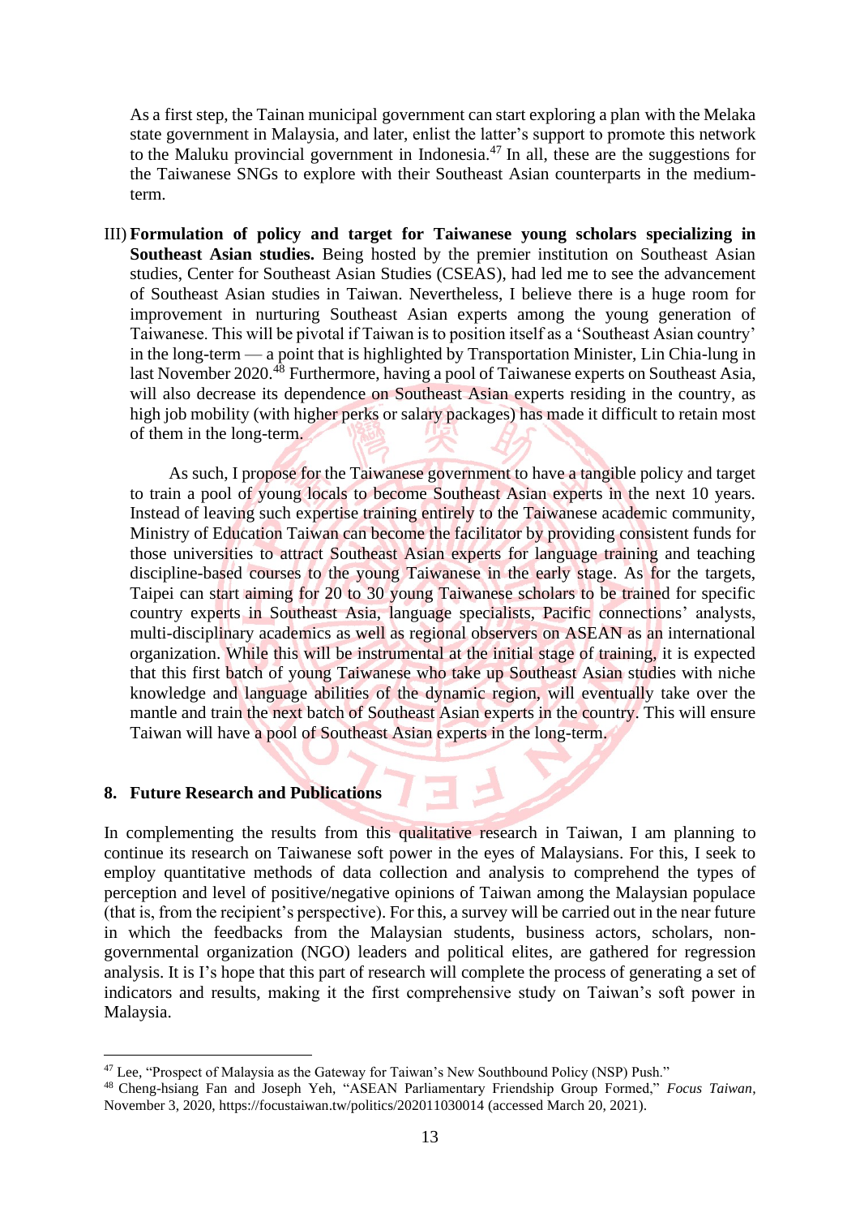As a first step, the Tainan municipal government can start exploring a plan with the Melaka state government in Malaysia, and later, enlist the latter's support to promote this network to the Maluku provincial government in Indonesia.[47] In all, these are the suggestions for the Taiwanese SNGs to explore with their Southeast Asian counterparts in the medium-term.

III) **Formulation of policy and target for Taiwanese young scholars specializing in Southeast Asian studies.** Being hosted by the premier institution on Southeast Asian studies, Center for Southeast Asian Studies (CSEAS), had led me to see the advancement of Southeast Asian studies in Taiwan. Nevertheless, I believe there is a huge room for improvement in nurturing Southeast Asian experts among the young generation of Taiwanese. This will be pivotal if Taiwan is to position itself as a 'Southeast Asian country' in the long-term — a point that is highlighted by Transportation Minister, Lin Chia-lung in last November 2020.[48] Furthermore, having a pool of Taiwanese experts on Southeast Asia, will also decrease its dependence on Southeast Asian experts residing in the country, as high job mobility (with higher perks or salary packages) has made it difficult to retain most of them in the long-term.

As such, I propose for the Taiwanese government to have a tangible policy and target to train a pool of young locals to become Southeast Asian experts in the next 10 years. Instead of leaving such expertise training entirely to the Taiwanese academic community, Ministry of Education Taiwan can become the facilitator by providing consistent funds for those universities to attract Southeast Asian experts for language training and teaching discipline-based courses to the young Taiwanese in the early stage. As for the targets, Taipei can start aiming for 20 to 30 young Taiwanese scholars to be trained for specific country experts in Southeast Asia, language specialists, Pacific connections' analysts, multi-disciplinary academics as well as regional observers on ASEAN as an international organization. While this will be instrumental at the initial stage of training, it is expected that this first batch of young Taiwanese who take up Southeast Asian studies with niche knowledge and language abilities of the dynamic region, will eventually take over the mantle and train the next batch of Southeast Asian experts in the country. This will ensure Taiwan will have a pool of Southeast Asian experts in the long-term.

## 8. Future Research and Publications

In complementing the results from this qualitative research in Taiwan, I am planning to continue its research on Taiwanese soft power in the eyes of Malaysians. For this, I seek to employ quantitative methods of data collection and analysis to comprehend the types of perception and level of positive/negative opinions of Taiwan among the Malaysian populace (that is, from the recipient's perspective). For this, a survey will be carried out in the near future in which the feedbacks from the Malaysian students, business actors, scholars, non-governmental organization (NGO) leaders and political elites, are gathered for regression analysis. It is I's hope that this part of research will complete the process of generating a set of indicators and results, making it the first comprehensive study on Taiwan's soft power in Malaysia.

---

[47] Lee, "Prospect of Malaysia as the Gateway for Taiwan's New Southbound Policy (NSP) Push."

[48] Cheng-hsiang Fan and Joseph Yeh, "ASEAN Parliamentary Friendship Group Formed," *Focus Taiwan*, November 3, 2020, https://focustaiwan.tw/politics/202011030014 (accessed March 20, 2021).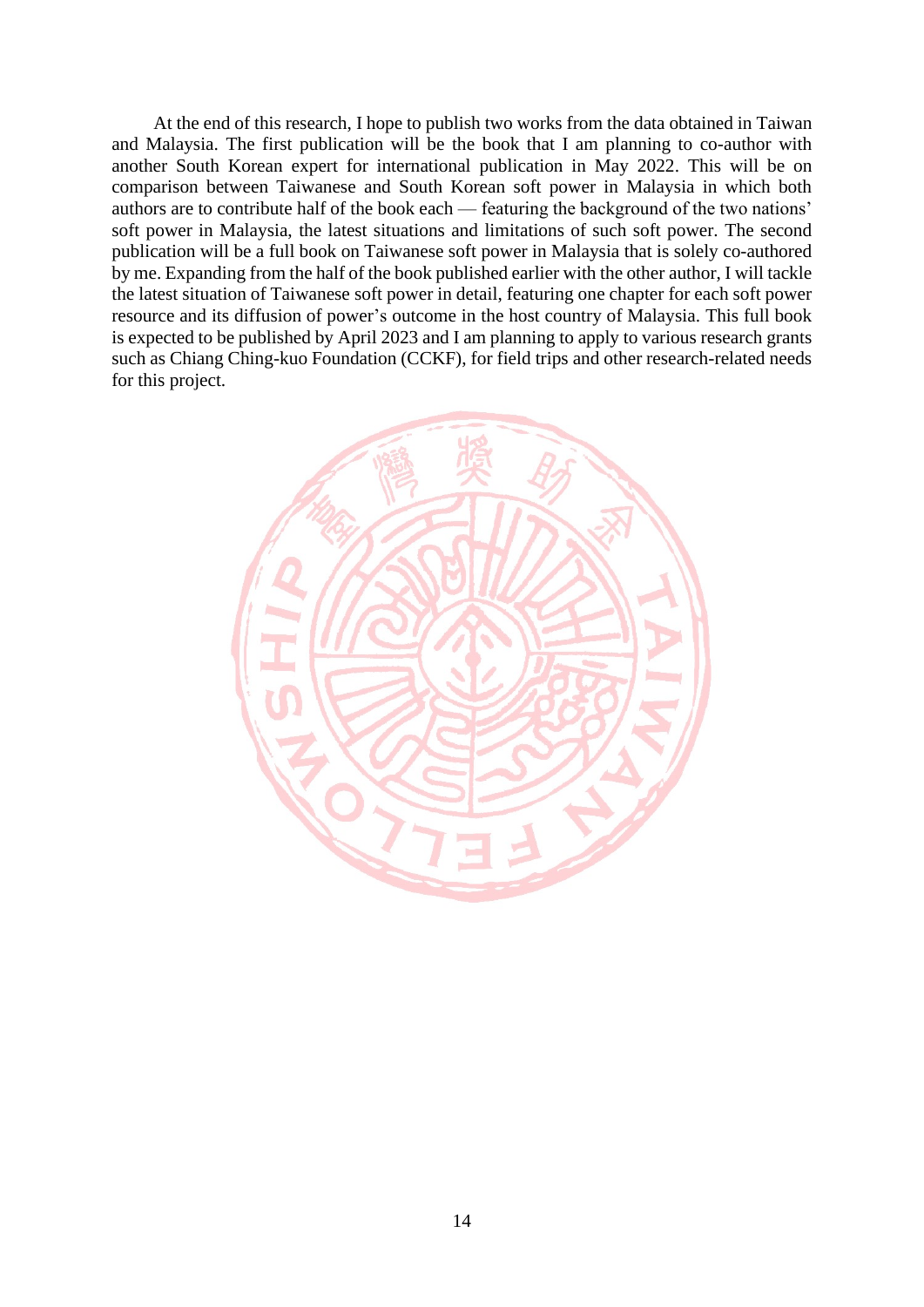At the end of this research, I hope to publish two works from the data obtained in Taiwan and Malaysia. The first publication will be the book that I am planning to co-author with another South Korean expert for international publication in May 2022. This will be on comparison between Taiwanese and South Korean soft power in Malaysia in which both authors are to contribute half of the book each — featuring the background of the two nations' soft power in Malaysia, the latest situations and limitations of such soft power. The second publication will be a full book on Taiwanese soft power in Malaysia that is solely co-authored by me. Expanding from the half of the book published earlier with the other author, I will tackle the latest situation of Taiwanese soft power in detail, featuring one chapter for each soft power resource and its diffusion of power's outcome in the host country of Malaysia. This full book is expected to be published by April 2023 and I am planning to apply to various research grants such as Chiang Ching-kuo Foundation (CCKF), for field trips and other research-related needs for this project.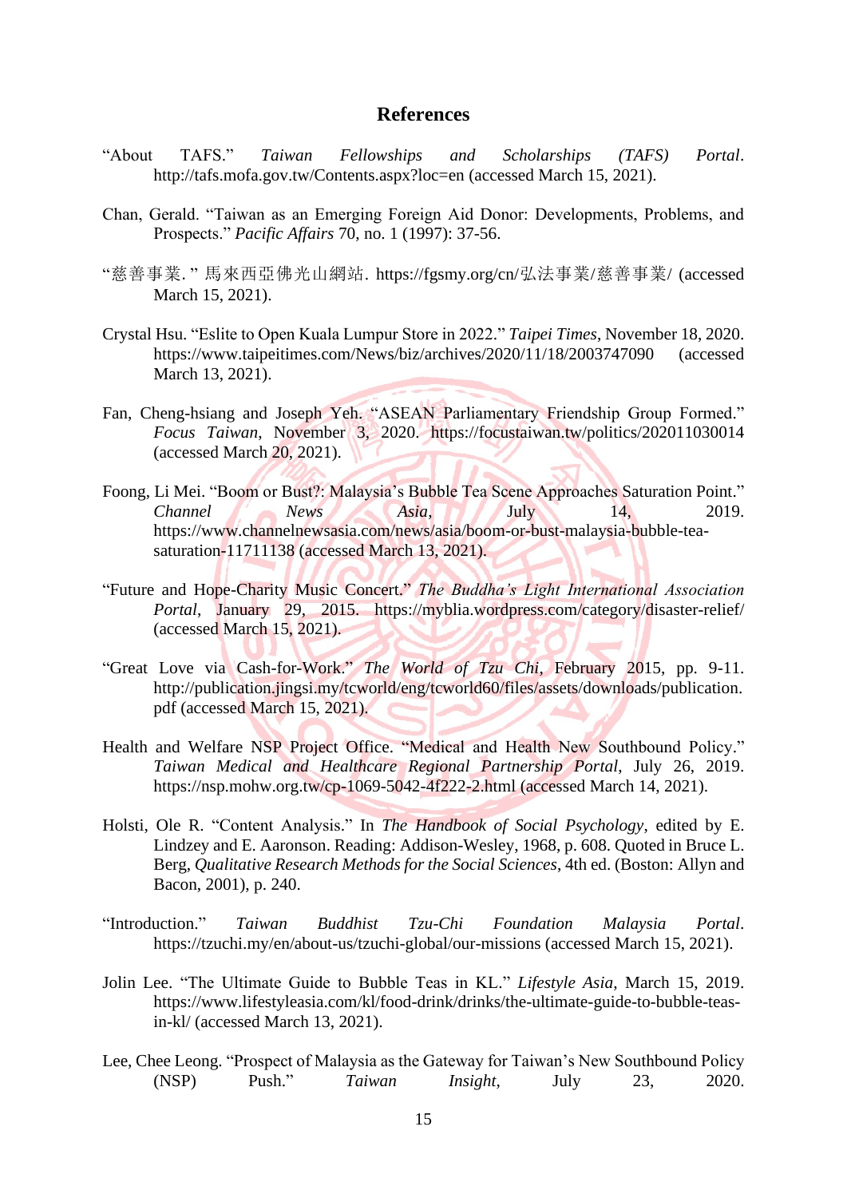## References

"About TAFS." *Taiwan Fellowships and Scholarships (TAFS) Portal*. http://tafs.mofa.gov.tw/Contents.aspx?loc=en (accessed March 15, 2021).

Chan, Gerald. "Taiwan as an Emerging Foreign Aid Donor: Developments, Problems, and Prospects." *Pacific Affairs* 70, no. 1 (1997): 37-56.

"慈善事業." 馬來西亞佛光山網站. https://fgsmy.org/cn/弘法事業/慈善事業/ (accessed March 15, 2021).

Crystal Hsu. "Eslite to Open Kuala Lumpur Store in 2022." *Taipei Times*, November 18, 2020. https://www.taipeitimes.com/News/biz/archives/2020/11/18/2003747090 (accessed March 13, 2021).

Fan, Cheng-hsiang and Joseph Yeh. "ASEAN Parliamentary Friendship Group Formed." *Focus Taiwan*, November 3, 2020. https://focustaiwan.tw/politics/202011030014 (accessed March 20, 2021).

Foong, Li Mei. "Boom or Bust?: Malaysia's Bubble Tea Scene Approaches Saturation Point." *Channel News Asia*, July 14, 2019. https://www.channelnewsasia.com/news/asia/boom-or-bust-malaysia-bubble-tea-saturation-11711138 (accessed March 13, 2021).

"Future and Hope-Charity Music Concert." *The Buddha's Light International Association Portal*, January 29, 2015. https://myblia.wordpress.com/category/disaster-relief/ (accessed March 15, 2021).

"Great Love via Cash-for-Work." *The World of Tzu Chi*, February 2015, pp. 9-11. http://publication.jingsi.my/tcworld/eng/tcworld60/files/assets/downloads/publication.pdf (accessed March 15, 2021).

Health and Welfare NSP Project Office. "Medical and Health New Southbound Policy." *Taiwan Medical and Healthcare Regional Partnership Portal*, July 26, 2019. https://nsp.mohw.org.tw/cp-1069-5042-4f222-2.html (accessed March 14, 2021).

Holsti, Ole R. "Content Analysis." In *The Handbook of Social Psychology*, edited by E. Lindzey and E. Aaronson. Reading: Addison-Wesley, 1968, p. 608. Quoted in Bruce L. Berg, *Qualitative Research Methods for the Social Sciences*, 4th ed. (Boston: Allyn and Bacon, 2001), p. 240.

"Introduction." *Taiwan Buddhist Tzu-Chi Foundation Malaysia Portal*. https://tzuchi.my/en/about-us/tzuchi-global/our-missions (accessed March 15, 2021).

Jolin Lee. "The Ultimate Guide to Bubble Teas in KL." *Lifestyle Asia*, March 15, 2019. https://www.lifestyleasia.com/kl/food-drink/drinks/the-ultimate-guide-to-bubble-teas-in-kl/ (accessed March 13, 2021).

Lee, Chee Leong. "Prospect of Malaysia as the Gateway for Taiwan's New Southbound Policy (NSP) Push." *Taiwan Insight*, July 23, 2020.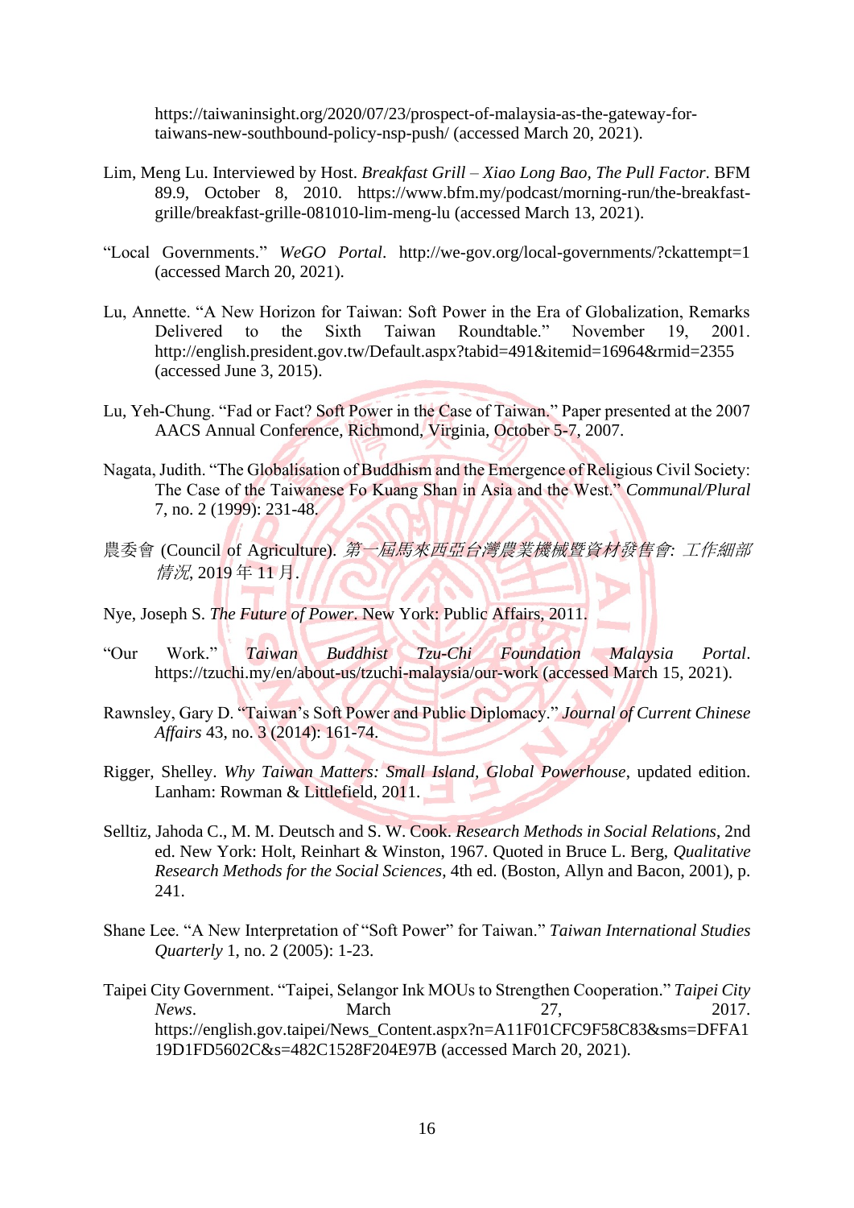https://taiwaninsight.org/2020/07/23/prospect-of-malaysia-as-the-gateway-for-taiwans-new-southbound-policy-nsp-push/ (accessed March 20, 2021).

Lim, Meng Lu. Interviewed by Host. *Breakfast Grill – Xiao Long Bao, The Pull Factor*. BFM 89.9, October 8, 2010. https://www.bfm.my/podcast/morning-run/the-breakfast-grille/breakfast-grille-081010-lim-meng-lu (accessed March 13, 2021).

"Local Governments." *WeGO Portal*. http://we-gov.org/local-governments/?ckattempt=1 (accessed March 20, 2021).

Lu, Annette. "A New Horizon for Taiwan: Soft Power in the Era of Globalization, Remarks Delivered to the Sixth Taiwan Roundtable." November 19, 2001. http://english.president.gov.tw/Default.aspx?tabid=491&itemid=16964&rmid=2355 (accessed June 3, 2015).

Lu, Yeh-Chung. "Fad or Fact? Soft Power in the Case of Taiwan." Paper presented at the 2007 AACS Annual Conference, Richmond, Virginia, October 5-7, 2007.

Nagata, Judith. "The Globalisation of Buddhism and the Emergence of Religious Civil Society: The Case of the Taiwanese Fo Kuang Shan in Asia and the West." *Communal/Plural* 7, no. 2 (1999): 231-48.

農委會 (Council of Agriculture). *第一屆馬來西亞台灣農業機械暨資材發售會: 工作細部情況*, 2019 年 11 月.

Nye, Joseph S. *The Future of Power*. New York: Public Affairs, 2011.

"Our Work." *Taiwan Buddhist Tzu-Chi Foundation Malaysia Portal*. https://tzuchi.my/en/about-us/tzuchi-malaysia/our-work (accessed March 15, 2021).

Rawnsley, Gary D. "Taiwan's Soft Power and Public Diplomacy." *Journal of Current Chinese Affairs* 43, no. 3 (2014): 161-74.

Rigger, Shelley. *Why Taiwan Matters: Small Island, Global Powerhouse*, updated edition. Lanham: Rowman & Littlefield, 2011.

Selltiz, Jahoda C., M. M. Deutsch and S. W. Cook. *Research Methods in Social Relations*, 2nd ed. New York: Holt, Reinhart & Winston, 1967. Quoted in Bruce L. Berg, *Qualitative Research Methods for the Social Sciences*, 4th ed. (Boston, Allyn and Bacon, 2001), p. 241.

Shane Lee. "A New Interpretation of "Soft Power" for Taiwan." *Taiwan International Studies Quarterly* 1, no. 2 (2005): 1-23.

Taipei City Government. "Taipei, Selangor Ink MOUs to Strengthen Cooperation." *Taipei City News*. March 27, 2017. https://english.gov.taipei/News_Content.aspx?n=A11F01CFC9F58C83&sms=DFFA119D1FD5602C&s=482C1528F204E97B (accessed March 20, 2021).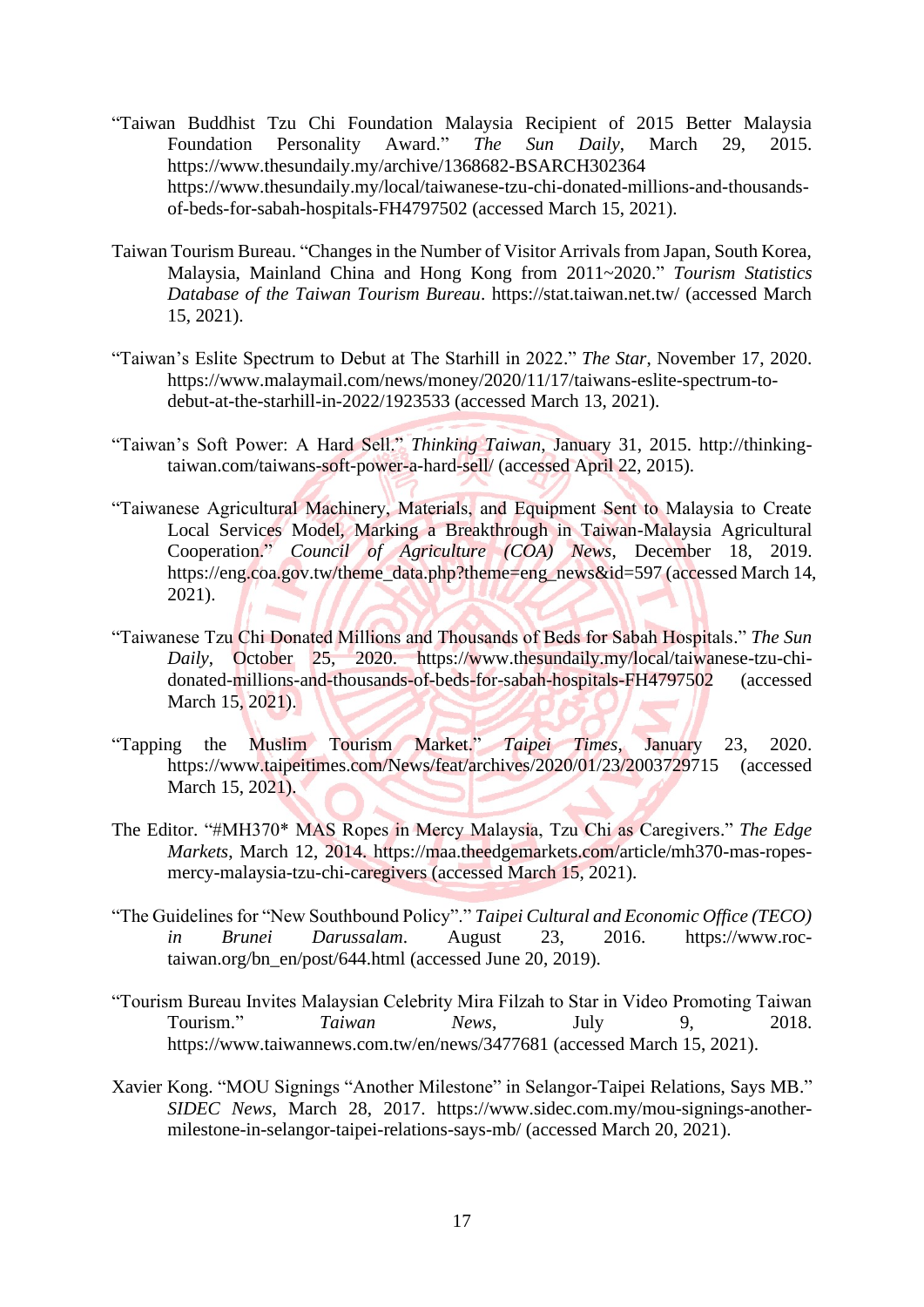"Taiwan Buddhist Tzu Chi Foundation Malaysia Recipient of 2015 Better Malaysia Foundation Personality Award." *The Sun Daily*, March 29, 2015. https://www.thesundaily.my/archive/1368682-BSARCH302364 https://www.thesundaily.my/local/taiwanese-tzu-chi-donated-millions-and-thousands-of-beds-for-sabah-hospitals-FH4797502 (accessed March 15, 2021).

Taiwan Tourism Bureau. "Changes in the Number of Visitor Arrivals from Japan, South Korea, Malaysia, Mainland China and Hong Kong from 2011~2020." *Tourism Statistics Database of the Taiwan Tourism Bureau*. https://stat.taiwan.net.tw/ (accessed March 15, 2021).

"Taiwan's Eslite Spectrum to Debut at The Starhill in 2022." *The Star*, November 17, 2020. https://www.malaymail.com/news/money/2020/11/17/taiwans-eslite-spectrum-to-debut-at-the-starhill-in-2022/1923533 (accessed March 13, 2021).

"Taiwan's Soft Power: A Hard Sell." *Thinking Taiwan*, January 31, 2015. http://thinking-taiwan.com/taiwans-soft-power-a-hard-sell/ (accessed April 22, 2015).

"Taiwanese Agricultural Machinery, Materials, and Equipment Sent to Malaysia to Create Local Services Model, Marking a Breakthrough in Taiwan-Malaysia Agricultural Cooperation." *Council of Agriculture (COA) News*, December 18, 2019. https://eng.coa.gov.tw/theme_data.php?theme=eng_news&id=597 (accessed March 14, 2021).

"Taiwanese Tzu Chi Donated Millions and Thousands of Beds for Sabah Hospitals." *The Sun Daily*, October 25, 2020. https://www.thesundaily.my/local/taiwanese-tzu-chi-donated-millions-and-thousands-of-beds-for-sabah-hospitals-FH4797502 (accessed March 15, 2021).

"Tapping the Muslim Tourism Market." *Taipei Times*, January 23, 2020. https://www.taipeitimes.com/News/feat/archives/2020/01/23/2003729715 (accessed March 15, 2021).

The Editor. "#MH370* MAS Ropes in Mercy Malaysia, Tzu Chi as Caregivers." *The Edge Markets*, March 12, 2014. https://maa.theedgemarkets.com/article/mh370-mas-ropes-mercy-malaysia-tzu-chi-caregivers (accessed March 15, 2021).

"The Guidelines for "New Southbound Policy"." *Taipei Cultural and Economic Office (TECO) in Brunei Darussalam*. August 23, 2016. https://www.roc-taiwan.org/bn_en/post/644.html (accessed June 20, 2019).

"Tourism Bureau Invites Malaysian Celebrity Mira Filzah to Star in Video Promoting Taiwan Tourism." *Taiwan News*, July 9, 2018. https://www.taiwannews.com.tw/en/news/3477681 (accessed March 15, 2021).

Xavier Kong. "MOU Signings "Another Milestone" in Selangor-Taipei Relations, Says MB." *SIDEC News*, March 28, 2017. https://www.sidec.com.my/mou-signings-another-milestone-in-selangor-taipei-relations-says-mb/ (accessed March 20, 2021).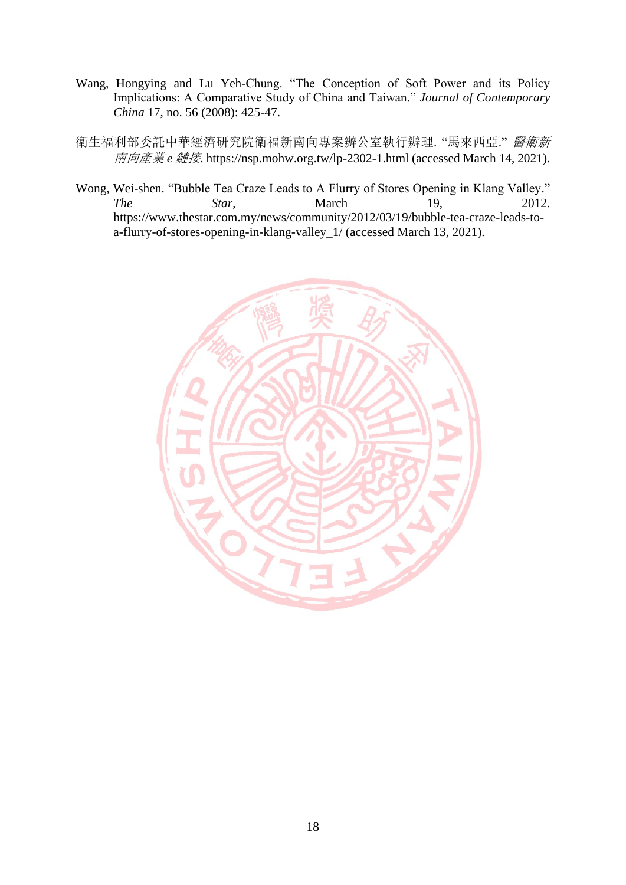Wang, Hongying and Lu Yeh-Chung. "The Conception of Soft Power and its Policy Implications: A Comparative Study of China and Taiwan." *Journal of Contemporary China* 17, no. 56 (2008): 425-47.

衛生福利部委託中華經濟研究院衛福新南向專案辦公室執行辦理. "馬來西亞." *醫衛新南向產業 e 鏈接*. https://nsp.mohw.org.tw/lp-2302-1.html (accessed March 14, 2021).

Wong, Wei-shen. "Bubble Tea Craze Leads to A Flurry of Stores Opening in Klang Valley." *The Star*, March 19, 2012. https://www.thestar.com.my/news/community/2012/03/19/bubble-tea-craze-leads-to-a-flurry-of-stores-opening-in-klang-valley_1/ (accessed March 13, 2021).